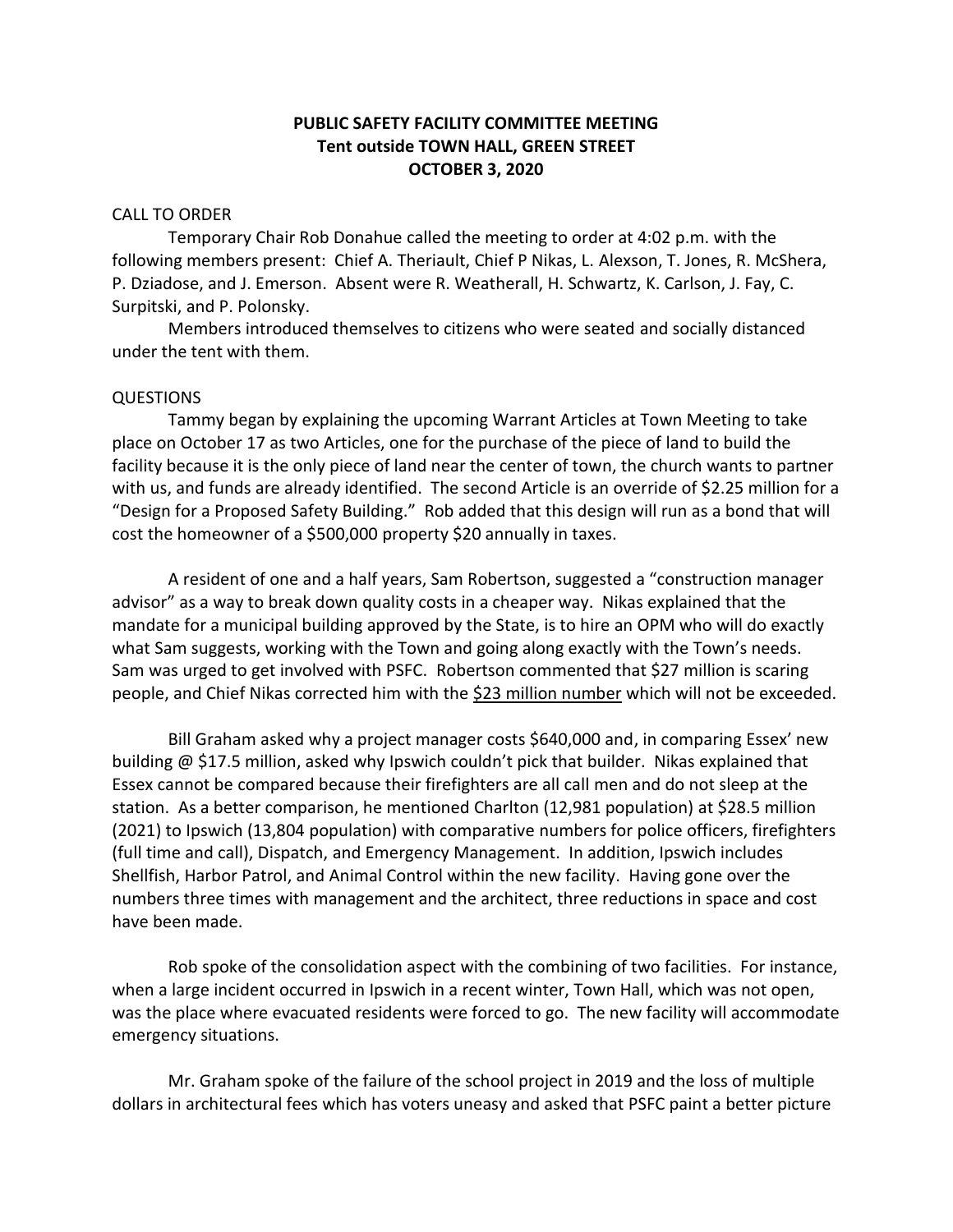**PUBLIC SAFETY FACILITY COMMITTEE MEETING**
**Tent outside TOWN HALL, GREEN STREET**
**OCTOBER 3, 2020**

CALL TO ORDER

Temporary Chair Rob Donahue called the meeting to order at 4:02 p.m. with the following members present: Chief A. Theriault, Chief P Nikas, L. Alexson, T. Jones, R. McShera, P. Dziadose, and J. Emerson. Absent were R. Weatherall, H. Schwartz, K. Carlson, J. Fay, C. Surpitski, and P. Polonsky.

Members introduced themselves to citizens who were seated and socially distanced under the tent with them.

QUESTIONS

Tammy began by explaining the upcoming Warrant Articles at Town Meeting to take place on October 17 as two Articles, one for the purchase of the piece of land to build the facility because it is the only piece of land near the center of town, the church wants to partner with us, and funds are already identified. The second Article is an override of $2.25 million for a "Design for a Proposed Safety Building." Rob added that this design will run as a bond that will cost the homeowner of a $500,000 property $20 annually in taxes.

A resident of one and a half years, Sam Robertson, suggested a "construction manager advisor" as a way to break down quality costs in a cheaper way. Nikas explained that the mandate for a municipal building approved by the State, is to hire an OPM who will do exactly what Sam suggests, working with the Town and going along exactly with the Town's needs. Sam was urged to get involved with PSFC. Robertson commented that $27 million is scaring people, and Chief Nikas corrected him with the <u>$23 million number</u> which will not be exceeded.

Bill Graham asked why a project manager costs $640,000 and, in comparing Essex' new building @ $17.5 million, asked why Ipswich couldn't pick that builder. Nikas explained that Essex cannot be compared because their firefighters are all call men and do not sleep at the station. As a better comparison, he mentioned Charlton (12,981 population) at $28.5 million (2021) to Ipswich (13,804 population) with comparative numbers for police officers, firefighters (full time and call), Dispatch, and Emergency Management. In addition, Ipswich includes Shellfish, Harbor Patrol, and Animal Control within the new facility. Having gone over the numbers three times with management and the architect, three reductions in space and cost have been made.

Rob spoke of the consolidation aspect with the combining of two facilities. For instance, when a large incident occurred in Ipswich in a recent winter, Town Hall, which was not open, was the place where evacuated residents were forced to go. The new facility will accommodate emergency situations.

Mr. Graham spoke of the failure of the school project in 2019 and the loss of multiple dollars in architectural fees which has voters uneasy and asked that PSFC paint a better picture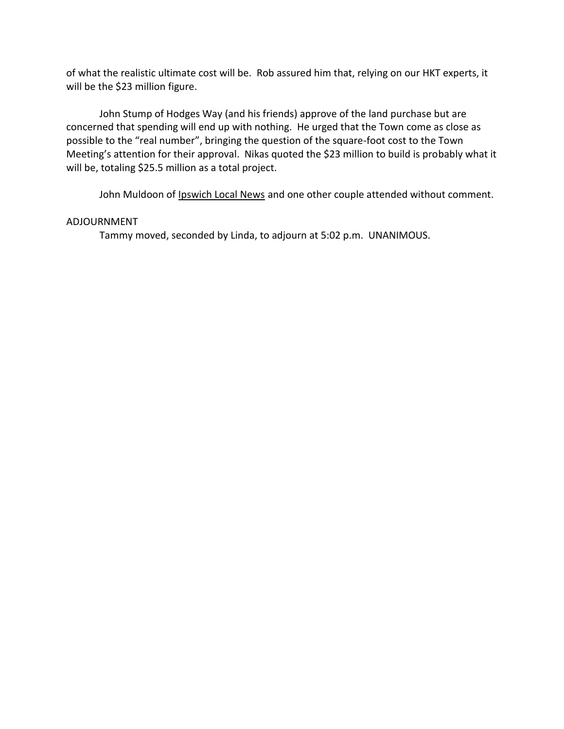of what the realistic ultimate cost will be. Rob assured him that, relying on our HKT experts, it will be the $23 million figure.

John Stump of Hodges Way (and his friends) approve of the land purchase but are concerned that spending will end up with nothing. He urged that the Town come as close as possible to the "real number", bringing the question of the square-foot cost to the Town Meeting's attention for their approval. Nikas quoted the $23 million to build is probably what it will be, totaling $25.5 million as a total project.

John Muldoon of Ipswich Local News and one other couple attended without comment.

ADJOURNMENT

Tammy moved, seconded by Linda, to adjourn at 5:02 p.m. UNANIMOUS.